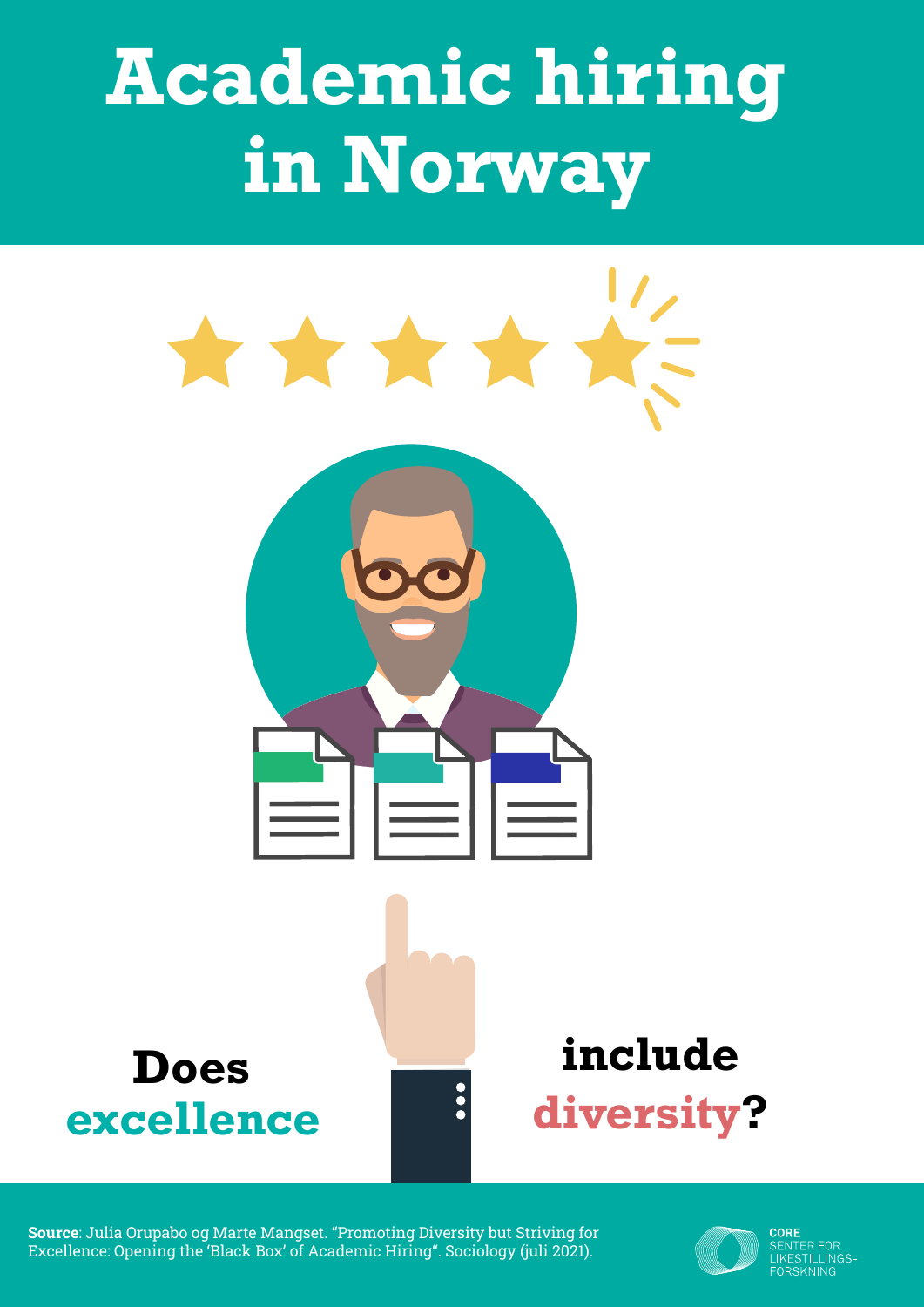# Academic hiring in Norway

**Does excellence include diversity?**

**Source**: Julia Orupabo og Marte Mangset. "Promoting Diversity but Striving for Excellence: Opening the 'Black Box' of Academic Hiring". Sociology (juli 2021).

CORE
SENTER FOR
LIKESTILLINGS-
FORSKNING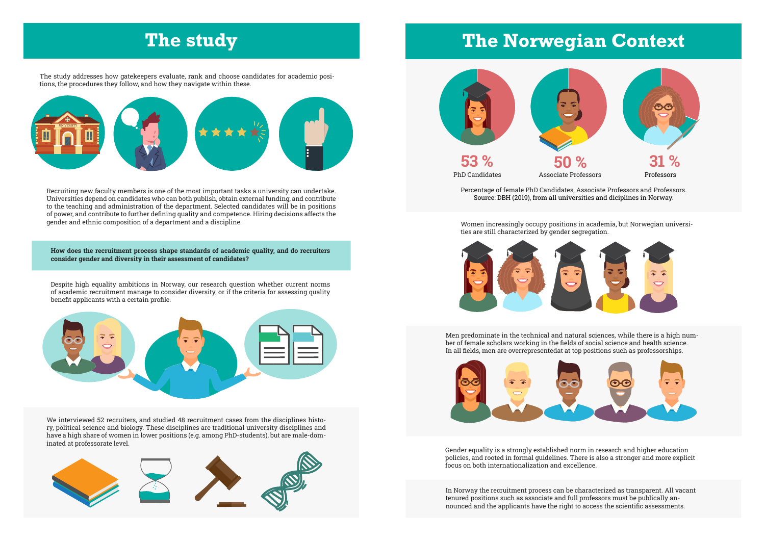# The study

The study addresses how gatekeepers evaluate, rank and choose candidates for academic positions, the procedures they follow, and how they navigate within these.

Recruiting new faculty members is one of the most important tasks a university can undertake. Universities depend on candidates who can both publish, obtain external funding, and contribute to the teaching and administration of the department. Selected candidates will be in positions of power, and contribute to further defining quality and competence. Hiring decisions affects the gender and ethnic composition of a department and a discipline.

**How does the recruitment process shape standards of academic quality, and do recruiters consider gender and diversity in their assessment of candidates?**

Despite high equality ambitions in Norway, our research question whether current norms of academic recruitment manage to consider diversity, or if the criteria for assessing quality benefit applicants with a certain profile.

We interviewed 52 recruiters, and studied 48 recruitment cases from the disciplines history, political science and biology. These disciplines are traditional university disciplines and have a high share of women in lower positions (e.g. among PhD-students), but are male-dominated at professorate level.

# The Norwegian Context

| 53 % | 50 % | 31 % |
|---|---|---|
| PhD Candidates | Associate Professors | Professors |

Percentage of female PhD Candidates, Associate Professors and Professors.
Source: DBH (2019), from all universities and diciplines in Norway.

Women increasingly occupy positions in academia, but Norwegian universities are still characterized by gender segregation.

Men predominate in the technical and natural sciences, while there is a high number of female scholars working in the fields of social science and health science. In all fields, men are overrepresentedat at top positions such as professorships.

Gender equality is a strongly established norm in research and higher education policies, and rooted in formal guidelines. There is also a stronger and more explicit focus on both internationalization and excellence.

In Norway the recruitment process can be characterized as transparent. All vacant tenured positions such as associate and full professors must be publically announced and the applicants have the right to access the scientific assessments.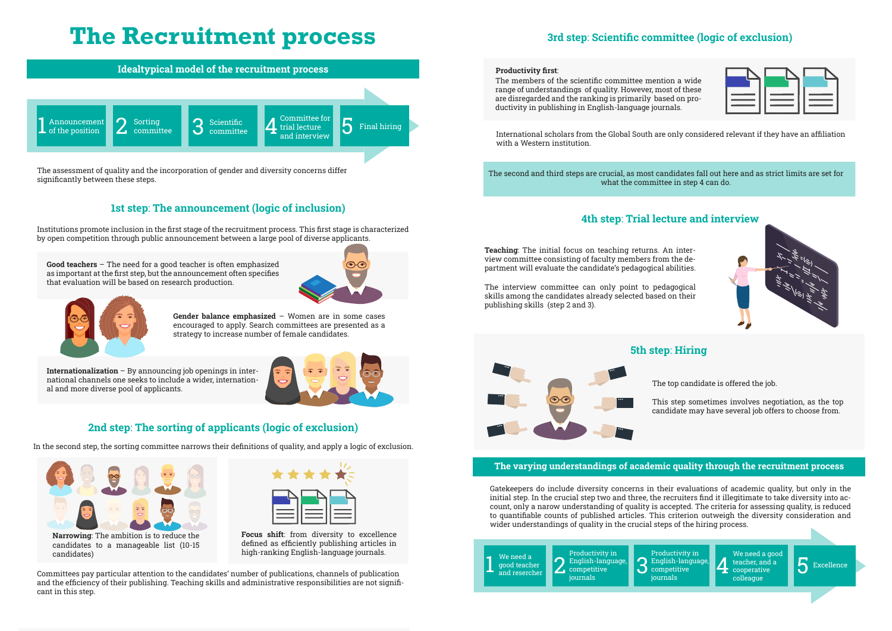# The Recruitment process

## Idealtypical model of the recruitment process

1 Announcement of the position
2 Sorting committee
3 Scientific committee
4 Committee for trial lecture and interview
5 Final hiring

The assessment of quality and the incorporation of gender and diversity concerns differ significantly between these steps.

### 1st step: The announcement (logic of inclusion)

Institutions promote inclusion in the first stage of the recruitment process. This first stage is characterized by open competition through public announcement between a large pool of diverse applicants.

**Good teachers** – The need for a good teacher is often emphasized as important at the first step, but the announcement often specifies that evaluation will be based on research production.

**Gender balance emphasized** – Women are in some cases encouraged to apply. Search committees are presented as a strategy to increase number of female candidates.

**Internationalization** – By announcing job openings in international channels one seeks to include a wider, international and more diverse pool of applicants.

### 2nd step: The sorting of applicants (logic of exclusion)

In the second step, the sorting committee narrows their definitions of quality, and apply a logic of exclusion.

**Narrowing**: The ambition is to reduce the candidates to a manageable list (10-15 candidates)

**Focus shift**: from diversity to excellence defined as efficiently publishing articles in high-ranking English-language journals.

Committees pay particular attention to the candidates' number of publications, channels of publication and the efficiency of their publishing. Teaching skills and administrative responsibilities are not significant in this step.

### 3rd step: Scientific committee (logic of exclusion)

**Productivity first**:
The members of the scientific committee mention a wide range of understandings of quality. However, most of these are disregarded and the ranking is primarily based on productivity in publishing in English-language journals.

International scholars from the Global South are only considered relevant if they have an affiliation with a Western institution.

The second and third steps are crucial, as most candidates fall out here and as strict limits are set for what the committee in step 4 can do.

### 4th step: Trial lecture and interview

**Teaching**: The initial focus on teaching returns. An interview committee consisting of faculty members from the department will evaluate the candidate's pedagogical abilities.

The interview committee can only point to pedagogical skills among the candidates already selected based on their publishing skills (step 2 and 3).

### 5th step: Hiring

The top candidate is offered the job.

This step sometimes involves negotiation, as the top candidate may have several job offers to choose from.

## The varying understandings of academic quality through the recruitment process

Gatekeepers do include diversity concerns in their evaluations of academic quality, but only in the initial step. In the crucial step two and three, the recruiters find it illegitimate to take diversity into account, only a narrow understanding of quality is accepted. The criteria for assessing quality, is reduced to quantifiable counts of published articles. This criterion outweigh the diversity consideration and wider understandings of quality in the crucial steps of the hiring process.

1 We need a good teacher and reseracher
2 Productivity in English-language, competitive journals
3 Productivity in English-language, competitive journals
4 We need a good teacher, and a cooperative colleague
5 Excellence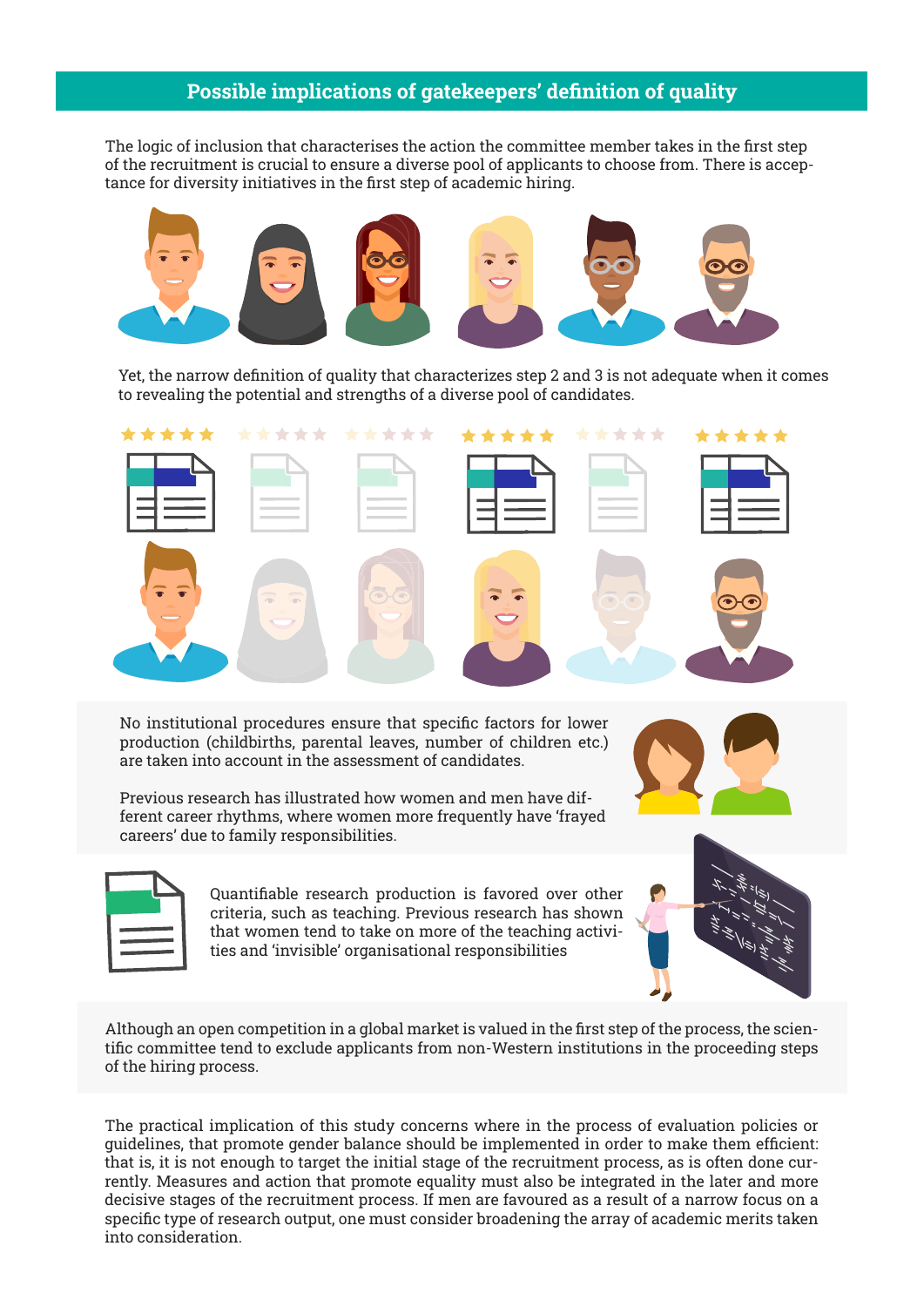## Possible implications of gatekeepers' definition of quality

The logic of inclusion that characterises the action the committee member takes in the first step of the recruitment is crucial to ensure a diverse pool of applicants to choose from. There is acceptance for diversity initiatives in the first step of academic hiring.

Yet, the narrow definition of quality that characterizes step 2 and 3 is not adequate when it comes to revealing the potential and strengths of a diverse pool of candidates.

No institutional procedures ensure that specific factors for lower production (childbirths, parental leaves, number of children etc.) are taken into account in the assessment of candidates.

Previous research has illustrated how women and men have different career rhythms, where women more frequently have 'frayed careers' due to family responsibilities.

Quantifiable research production is favored over other criteria, such as teaching. Previous research has shown that women tend to take on more of the teaching activities and 'invisible' organisational responsibilities

Although an open competition in a global market is valued in the first step of the process, the scientific committee tend to exclude applicants from non-Western institutions in the proceeding steps of the hiring process.

The practical implication of this study concerns where in the process of evaluation policies or guidelines, that promote gender balance should be implemented in order to make them efficient: that is, it is not enough to target the initial stage of the recruitment process, as is often done currently. Measures and action that promote equality must also be integrated in the later and more decisive stages of the recruitment process. If men are favoured as a result of a narrow focus on a specific type of research output, one must consider broadening the array of academic merits taken into consideration.